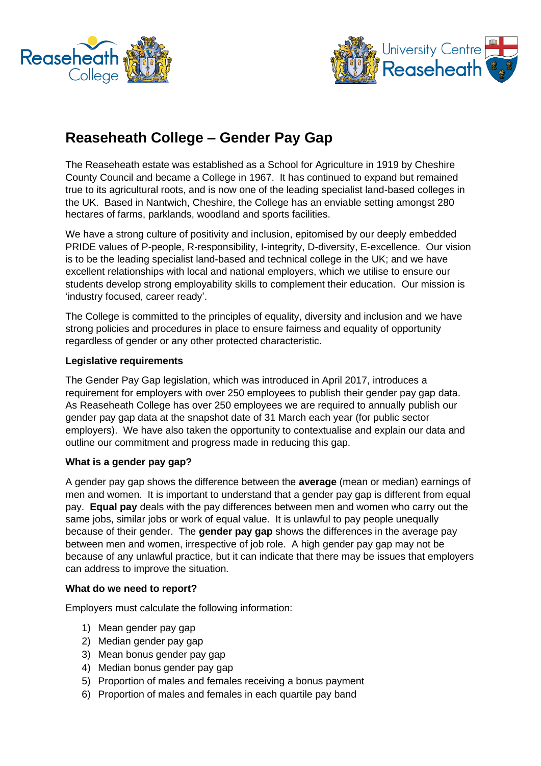# Reaseheath College – Gender Pay Gap

The Reaseheath estate was established as a School for Agriculture in 1919 by Cheshire County Council and became a College in 1967. It has continued to expand but remained true to its agricultural roots, and is now one of the leading specialist land-based colleges in the UK. Based in Nantwich, Cheshire, the College has an enviable setting amongst 280 hectares of farms, parklands, woodland and sports facilities.

We have a strong culture of positivity and inclusion, epitomised by our deeply embedded PRIDE values of P-people, R-responsibility, I-integrity, D-diversity, E-excellence. Our vision is to be the leading specialist land-based and technical college in the UK; and we have excellent relationships with local and national employers, which we utilise to ensure our students develop strong employability skills to complement their education. Our mission is 'industry focused, career ready'.

The College is committed to the principles of equality, diversity and inclusion and we have strong policies and procedures in place to ensure fairness and equality of opportunity regardless of gender or any other protected characteristic.

**Legislative requirements**

The Gender Pay Gap legislation, which was introduced in April 2017, introduces a requirement for employers with over 250 employees to publish their gender pay gap data. As Reaseheath College has over 250 employees we are required to annually publish our gender pay gap data at the snapshot date of 31 March each year (for public sector employers). We have also taken the opportunity to contextualise and explain our data and outline our commitment and progress made in reducing this gap.

**What is a gender pay gap?**

A gender pay gap shows the difference between the **average** (mean or median) earnings of men and women. It is important to understand that a gender pay gap is different from equal pay. **Equal pay** deals with the pay differences between men and women who carry out the same jobs, similar jobs or work of equal value. It is unlawful to pay people unequally because of their gender. The **gender pay gap** shows the differences in the average pay between men and women, irrespective of job role. A high gender pay gap may not be because of any unlawful practice, but it can indicate that there may be issues that employers can address to improve the situation.

**What do we need to report?**

Employers must calculate the following information:

1) Mean gender pay gap
2) Median gender pay gap
3) Mean bonus gender pay gap
4) Median bonus gender pay gap
5) Proportion of males and females receiving a bonus payment
6) Proportion of males and females in each quartile pay band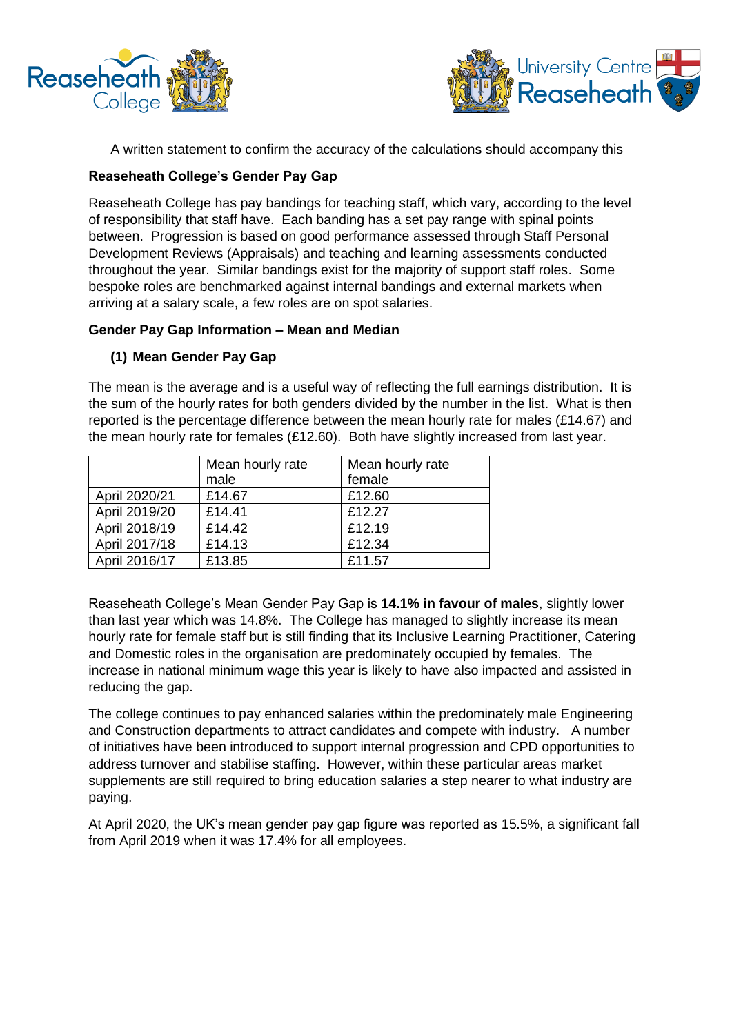A written statement to confirm the accuracy of the calculations should accompany this

**Reaseheath College's Gender Pay Gap**

Reaseheath College has pay bandings for teaching staff, which vary, according to the level of responsibility that staff have. Each banding has a set pay range with spinal points between. Progression is based on good performance assessed through Staff Personal Development Reviews (Appraisals) and teaching and learning assessments conducted throughout the year. Similar bandings exist for the majority of support staff roles. Some bespoke roles are benchmarked against internal bandings and external markets when arriving at a salary scale, a few roles are on spot salaries.

**Gender Pay Gap Information – Mean and Median**

**(1) Mean Gender Pay Gap**

The mean is the average and is a useful way of reflecting the full earnings distribution. It is the sum of the hourly rates for both genders divided by the number in the list. What is then reported is the percentage difference between the mean hourly rate for males (£14.67) and the mean hourly rate for females (£12.60). Both have slightly increased from last year.

| | Mean hourly rate male | Mean hourly rate female |
|---|---|---|
| April 2020/21 | £14.67 | £12.60 |
| April 2019/20 | £14.41 | £12.27 |
| April 2018/19 | £14.42 | £12.19 |
| April 2017/18 | £14.13 | £12.34 |
| April 2016/17 | £13.85 | £11.57 |

Reaseheath College's Mean Gender Pay Gap is **14.1% in favour of males**, slightly lower than last year which was 14.8%. The College has managed to slightly increase its mean hourly rate for female staff but is still finding that its Inclusive Learning Practitioner, Catering and Domestic roles in the organisation are predominately occupied by females. The increase in national minimum wage this year is likely to have also impacted and assisted in reducing the gap.

The college continues to pay enhanced salaries within the predominately male Engineering and Construction departments to attract candidates and compete with industry. A number of initiatives have been introduced to support internal progression and CPD opportunities to address turnover and stabilise staffing. However, within these particular areas market supplements are still required to bring education salaries a step nearer to what industry are paying.

At April 2020, the UK's mean gender pay gap figure was reported as 15.5%, a significant fall from April 2019 when it was 17.4% for all employees.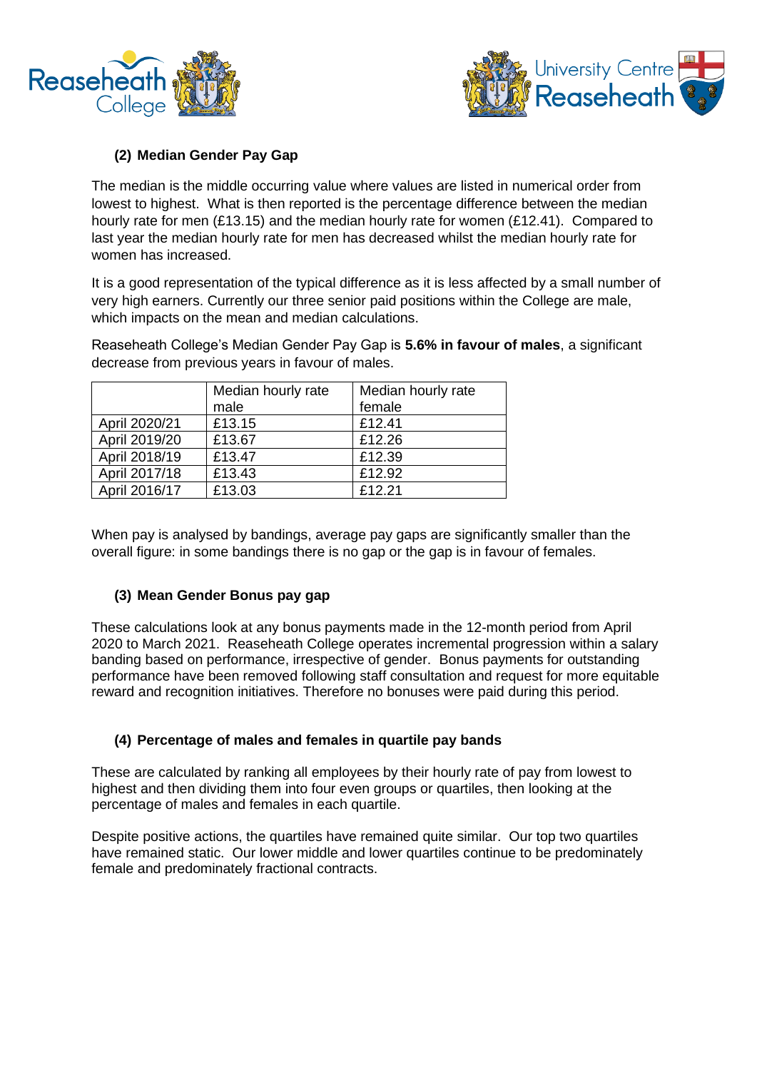### (2) Median Gender Pay Gap

The median is the middle occurring value where values are listed in numerical order from lowest to highest. What is then reported is the percentage difference between the median hourly rate for men (£13.15) and the median hourly rate for women (£12.41). Compared to last year the median hourly rate for men has decreased whilst the median hourly rate for women has increased.

It is a good representation of the typical difference as it is less affected by a small number of very high earners. Currently our three senior paid positions within the College are male, which impacts on the mean and median calculations.

Reaseheath College's Median Gender Pay Gap is **5.6% in favour of males**, a significant decrease from previous years in favour of males.

| | Median hourly rate male | Median hourly rate female |
|---|---|---|
| April 2020/21 | £13.15 | £12.41 |
| April 2019/20 | £13.67 | £12.26 |
| April 2018/19 | £13.47 | £12.39 |
| April 2017/18 | £13.43 | £12.92 |
| April 2016/17 | £13.03 | £12.21 |

When pay is analysed by bandings, average pay gaps are significantly smaller than the overall figure: in some bandings there is no gap or the gap is in favour of females.

### (3) Mean Gender Bonus pay gap

These calculations look at any bonus payments made in the 12-month period from April 2020 to March 2021. Reaseheath College operates incremental progression within a salary banding based on performance, irrespective of gender. Bonus payments for outstanding performance have been removed following staff consultation and request for more equitable reward and recognition initiatives. Therefore no bonuses were paid during this period.

### (4) Percentage of males and females in quartile pay bands

These are calculated by ranking all employees by their hourly rate of pay from lowest to highest and then dividing them into four even groups or quartiles, then looking at the percentage of males and females in each quartile.

Despite positive actions, the quartiles have remained quite similar. Our top two quartiles have remained static. Our lower middle and lower quartiles continue to be predominately female and predominately fractional contracts.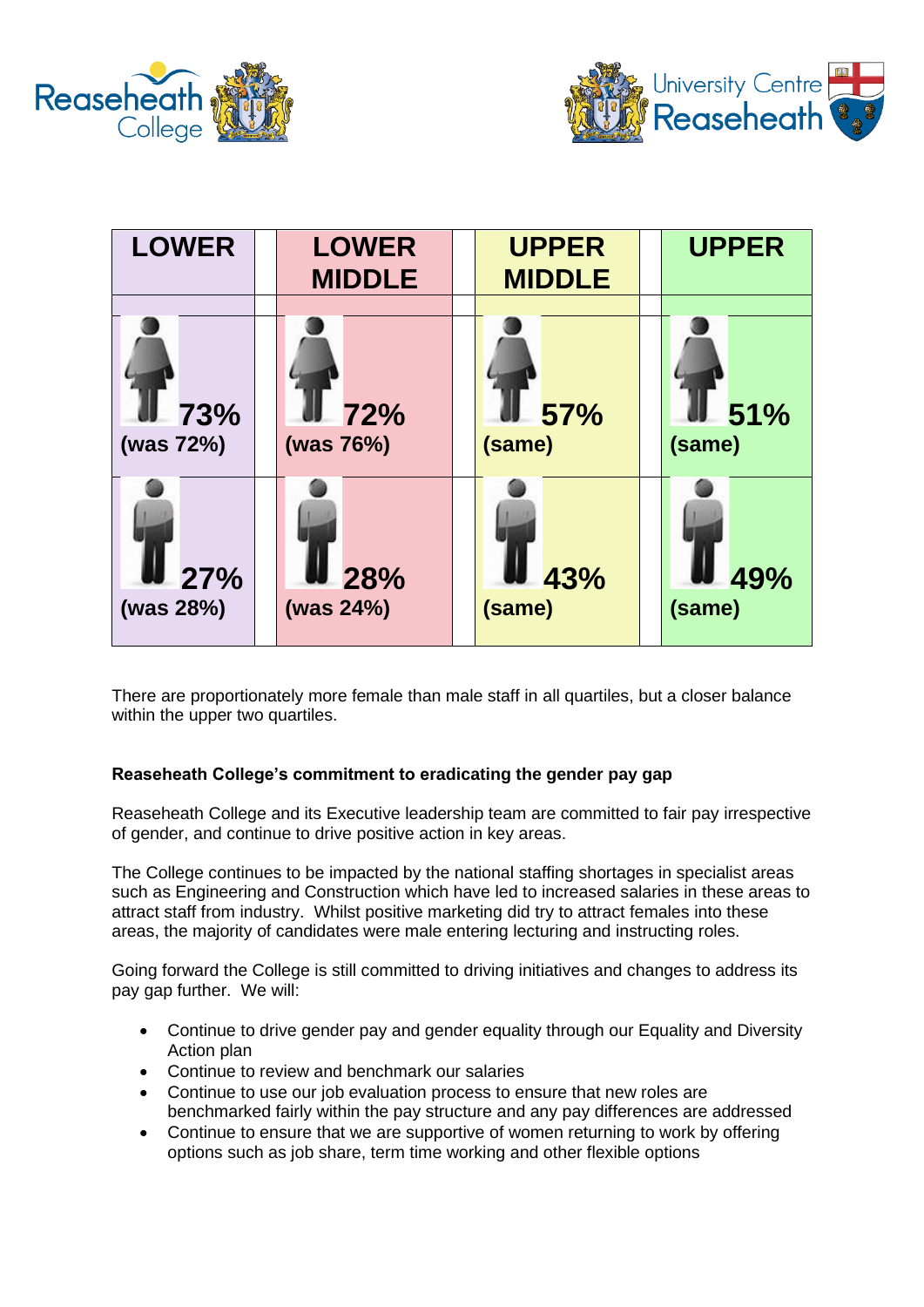| LOWER | LOWER MIDDLE | UPPER MIDDLE | UPPER |
|---|---|---|---|
| 73% (was 72%) | 72% (was 76%) | 57% (same) | 51% (same) |
| 27% (was 28%) | 28% (was 24%) | 43% (same) | 49% (same) |

There are proportionately more female than male staff in all quartiles, but a closer balance within the upper two quartiles.

**Reaseheath College's commitment to eradicating the gender pay gap**

Reaseheath College and its Executive leadership team are committed to fair pay irrespective of gender, and continue to drive positive action in key areas.

The College continues to be impacted by the national staffing shortages in specialist areas such as Engineering and Construction which have led to increased salaries in these areas to attract staff from industry. Whilst positive marketing did try to attract females into these areas, the majority of candidates were male entering lecturing and instructing roles.

Going forward the College is still committed to driving initiatives and changes to address its pay gap further. We will:

- Continue to drive gender pay and gender equality through our Equality and Diversity Action plan
- Continue to review and benchmark our salaries
- Continue to use our job evaluation process to ensure that new roles are benchmarked fairly within the pay structure and any pay differences are addressed
- Continue to ensure that we are supportive of women returning to work by offering options such as job share, term time working and other flexible options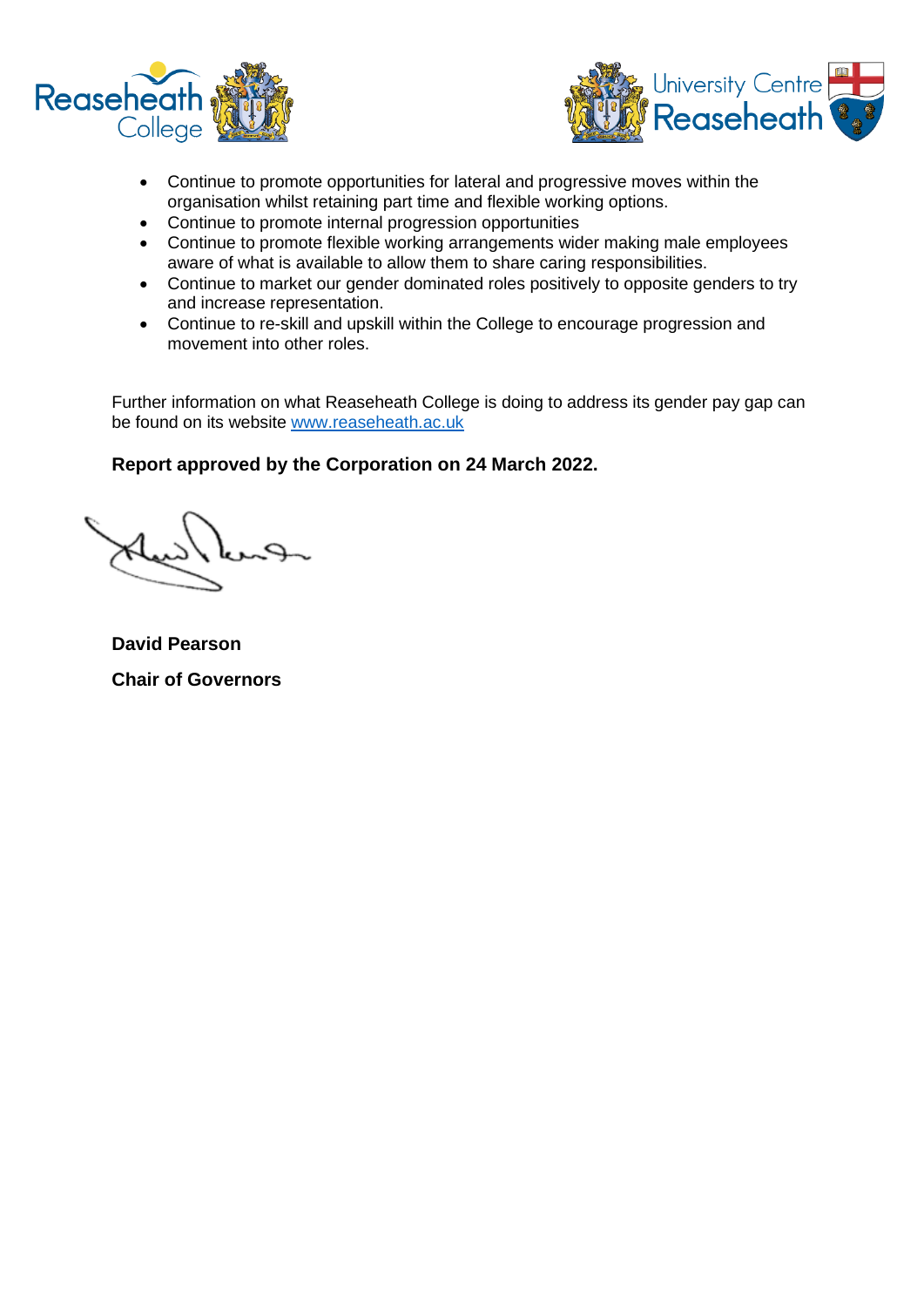- Continue to promote opportunities for lateral and progressive moves within the organisation whilst retaining part time and flexible working options.
- Continue to promote internal progression opportunities
- Continue to promote flexible working arrangements wider making male employees aware of what is available to allow them to share caring responsibilities.
- Continue to market our gender dominated roles positively to opposite genders to try and increase representation.
- Continue to re-skill and upskill within the College to encourage progression and movement into other roles.

Further information on what Reaseheath College is doing to address its gender pay gap can be found on its website [www.reaseheath.ac.uk](http://www.reaseheath.ac.uk)

**Report approved by the Corporation on 24 March 2022.**

**David Pearson**

**Chair of Governors**